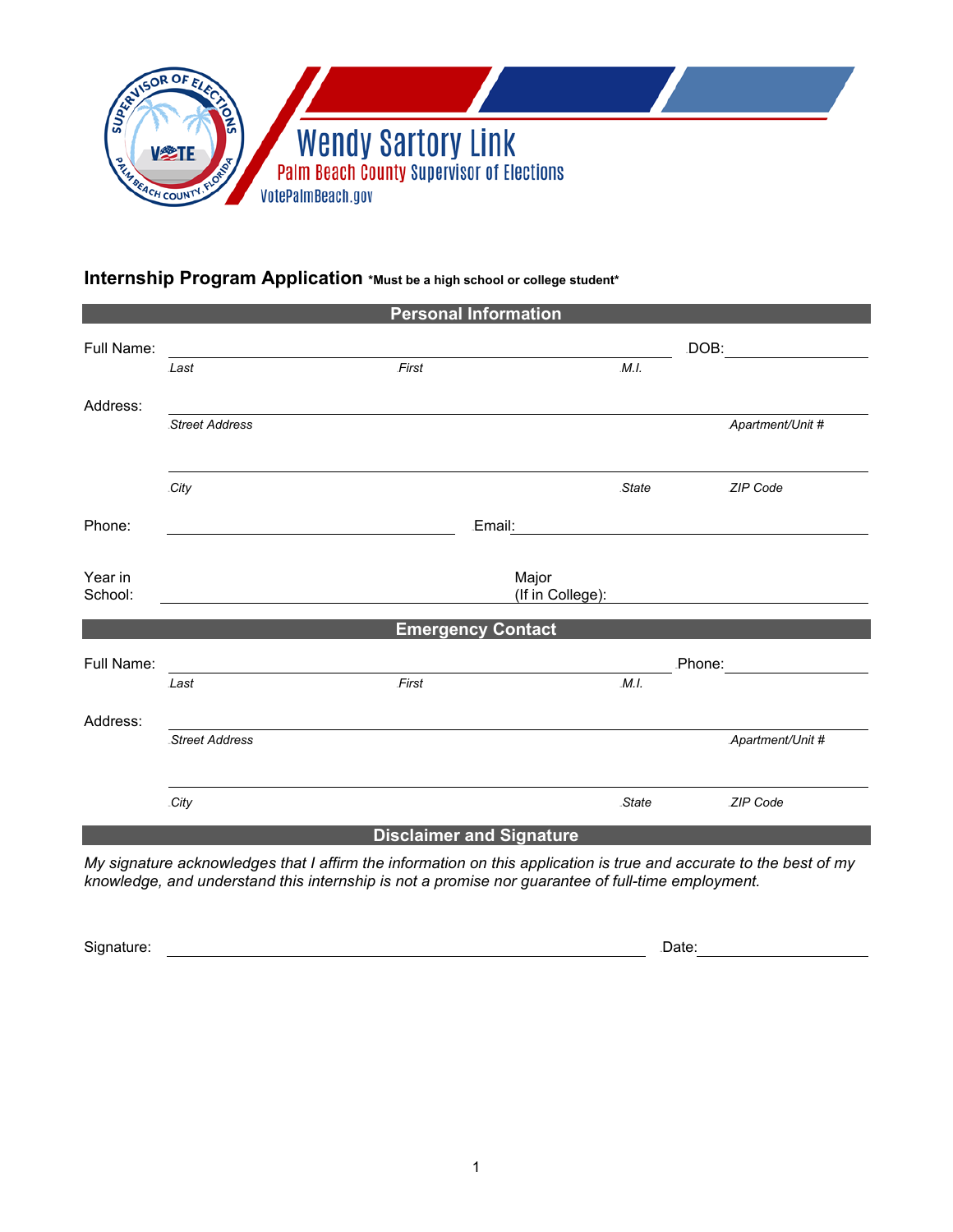Wendy Sartory Link

Palm Beach County Supervisor of Elections

VotePalmBeach.gov

## Internship Program Application **\*Must be a high school or college student\***

### Personal Information

Full Name: ______________________________________________ DOB: ______________

*Last* *First* *M.I.*

Address: ______________________________________________________________

*Street Address* *Apartment/Unit #*

______________________________________________________________

*City* *State* *ZIP Code*

Phone: ______________________ Email: ______________________________

Year in School: ______________________ Major (If in College): ______________________

### Emergency Contact

Full Name: ______________________________________________ Phone: ______________

*Last* *First* *M.I.*

Address: ______________________________________________________________

*Street Address* *Apartment/Unit #*

______________________________________________________________

*City* *State* *ZIP Code*

### Disclaimer and Signature

*My signature acknowledges that I affirm the information on this application is true and accurate to the best of my knowledge, and understand this internship is not a promise nor guarantee of full-time employment.*

Signature: ______________________________________ Date: ______________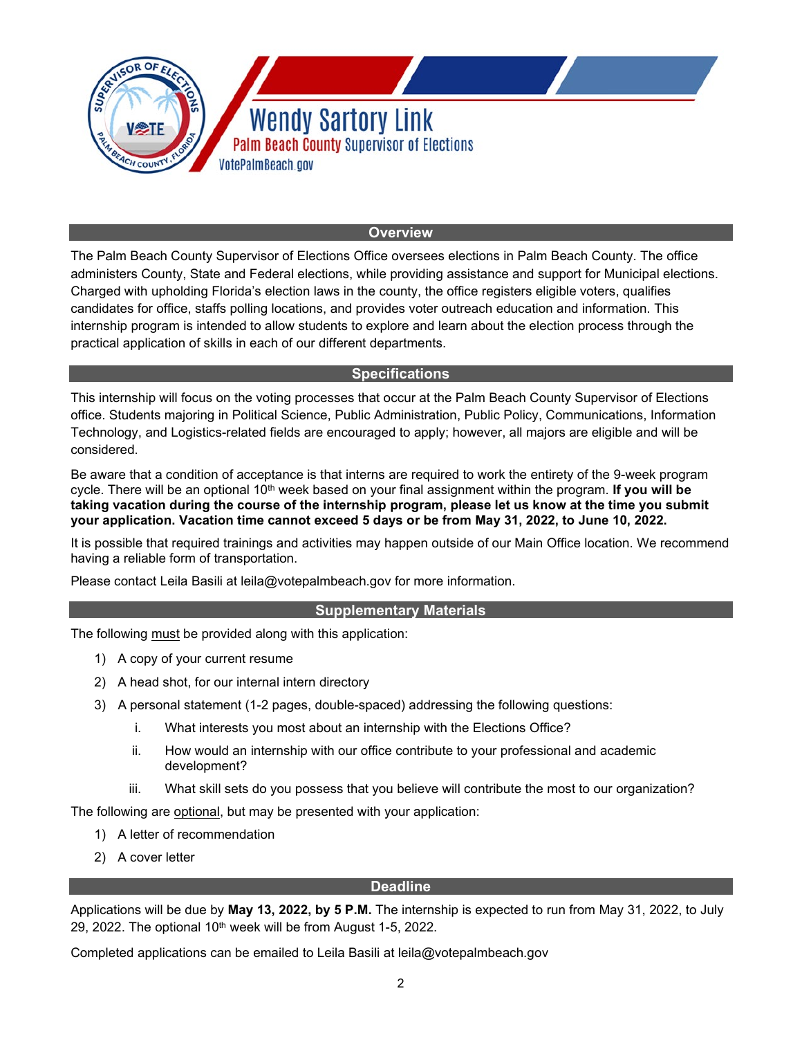Wendy Sartory Link

Palm Beach County Supervisor of Elections

VotePalmBeach.gov

## Overview

The Palm Beach County Supervisor of Elections Office oversees elections in Palm Beach County. The office administers County, State and Federal elections, while providing assistance and support for Municipal elections. Charged with upholding Florida's election laws in the county, the office registers eligible voters, qualifies candidates for office, staffs polling locations, and provides voter outreach education and information. This internship program is intended to allow students to explore and learn about the election process through the practical application of skills in each of our different departments.

## Specifications

This internship will focus on the voting processes that occur at the Palm Beach County Supervisor of Elections office. Students majoring in Political Science, Public Administration, Public Policy, Communications, Information Technology, and Logistics-related fields are encouraged to apply; however, all majors are eligible and will be considered.

Be aware that a condition of acceptance is that interns are required to work the entirety of the 9-week program cycle. There will be an optional 10th week based on your final assignment within the program. **If you will be taking vacation during the course of the internship program, please let us know at the time you submit your application. Vacation time cannot exceed 5 days or be from May 31, 2022, to June 10, 2022.**

It is possible that required trainings and activities may happen outside of our Main Office location. We recommend having a reliable form of transportation.

Please contact Leila Basili at leila@votepalmbeach.gov for more information.

## Supplementary Materials

The following must be provided along with this application:

1) A copy of your current resume
2) A head shot, for our internal intern directory
3) A personal statement (1-2 pages, double-spaced) addressing the following questions:
    i. What interests you most about an internship with the Elections Office?
    ii. How would an internship with our office contribute to your professional and academic development?
    iii. What skill sets do you possess that you believe will contribute the most to our organization?

The following are optional, but may be presented with your application:

1) A letter of recommendation
2) A cover letter

## Deadline

Applications will be due by **May 13, 2022, by 5 P.M.** The internship is expected to run from May 31, 2022, to July 29, 2022. The optional 10th week will be from August 1-5, 2022.

Completed applications can be emailed to Leila Basili at leila@votepalmbeach.gov